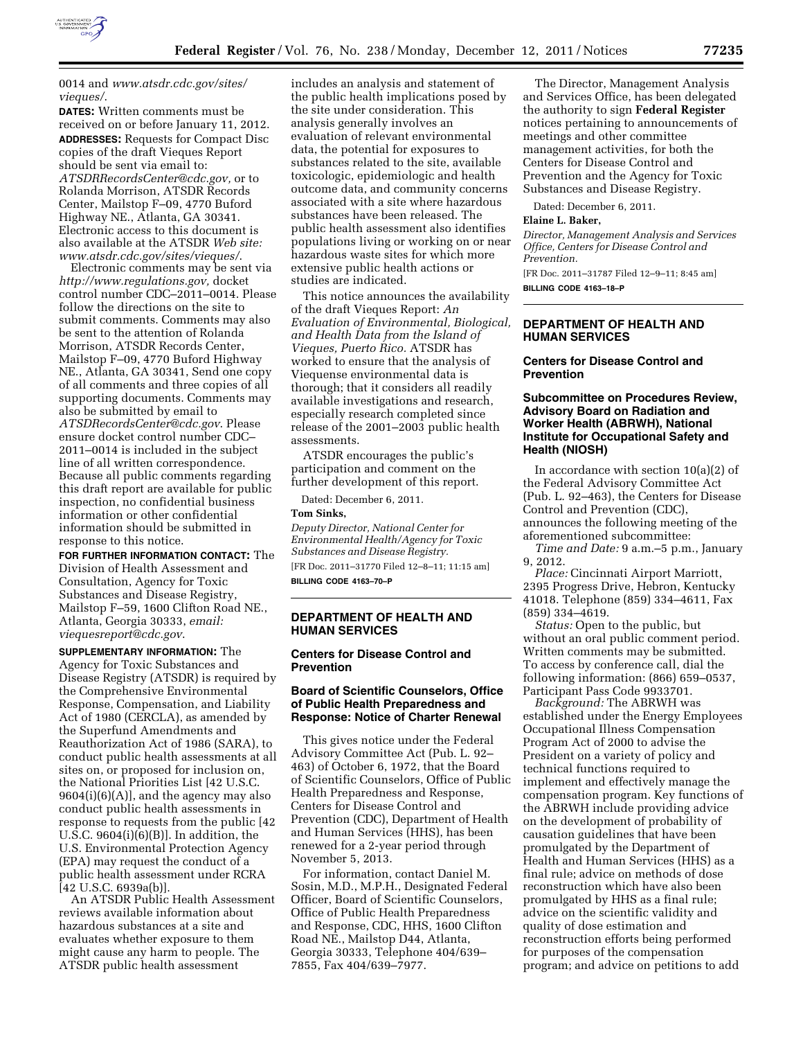0014 and *www.atsdr.cdc.gov/sites/vieques/*.

**DATES:** Written comments must be received on or before January 11, 2012.

**ADDRESSES:** Requests for Compact Disc copies of the draft Vieques Report should be sent via email to: *ATSDRRecordsCenter@cdc.gov,* or to Rolanda Morrison, ATSDR Records Center, Mailstop F–09, 4770 Buford Highway NE., Atlanta, GA 30341. Electronic access to this document is also available at the ATSDR *Web site: www.atsdr.cdc.gov/sites/vieques/*.

Electronic comments may be sent via *http://www.regulations.gov,* docket control number CDC–2011–0014. Please follow the directions on the site to submit comments. Comments may also be sent to the attention of Rolanda Morrison, ATSDR Records Center, Mailstop F–09, 4770 Buford Highway NE., Atlanta, GA 30341, Send one copy of all comments and three copies of all supporting documents. Comments may also be submitted by email to *ATSDRRecordsCenter@cdc.gov*. Please ensure docket control number CDC–2011–0014 is included in the subject line of all written correspondence. Because all public comments regarding this draft report are available for public inspection, no confidential business information or other confidential information should be submitted in response to this notice.

**FOR FURTHER INFORMATION CONTACT:** The Division of Health Assessment and Consultation, Agency for Toxic Substances and Disease Registry, Mailstop F–59, 1600 Clifton Road NE., Atlanta, Georgia 30333, *email: viequesreport@cdc.gov*.

**SUPPLEMENTARY INFORMATION:** The Agency for Toxic Substances and Disease Registry (ATSDR) is required by the Comprehensive Environmental Response, Compensation, and Liability Act of 1980 (CERCLA), as amended by the Superfund Amendments and Reauthorization Act of 1986 (SARA), to conduct public health assessments at all sites on, or proposed for inclusion on, the National Priorities List [42 U.S.C. 9604(i)(6)(A)], and the agency may also conduct public health assessments in response to requests from the public [42 U.S.C. 9604(i)(6)(B)]. In addition, the U.S. Environmental Protection Agency (EPA) may request the conduct of a public health assessment under RCRA [42 U.S.C. 6939a(b)].

An ATSDR Public Health Assessment reviews available information about hazardous substances at a site and evaluates whether exposure to them might cause any harm to people. The ATSDR public health assessment includes an analysis and statement of the public health implications posed by the site under consideration. This analysis generally involves an evaluation of relevant environmental data, the potential for exposures to substances related to the site, available toxicologic, epidemiologic and health outcome data, and community concerns associated with a site where hazardous substances have been released. The public health assessment also identifies populations living or working on or near hazardous waste sites for which more extensive public health actions or studies are indicated.

This notice announces the availability of the draft Vieques Report: *An Evaluation of Environmental, Biological, and Health Data from the Island of Vieques, Puerto Rico.* ATSDR has worked to ensure that the analysis of Viequense environmental data is thorough; that it considers all readily available investigations and research, especially research completed since release of the 2001–2003 public health assessments.

ATSDR encourages the public's participation and comment on the further development of this report.

Dated: December 6, 2011.

**Tom Sinks,**

*Deputy Director, National Center for Environmental Health/Agency for Toxic Substances and Disease Registry.*

[FR Doc. 2011–31770 Filed 12–8–11; 11:15 am]

**BILLING CODE 4163–70–P**

## DEPARTMENT OF HEALTH AND HUMAN SERVICES

### Centers for Disease Control and Prevention

### Board of Scientific Counselors, Office of Public Health Preparedness and Response: Notice of Charter Renewal

This gives notice under the Federal Advisory Committee Act (Pub. L. 92–463) of October 6, 1972, that the Board of Scientific Counselors, Office of Public Health Preparedness and Response, Centers for Disease Control and Prevention (CDC), Department of Health and Human Services (HHS), has been renewed for a 2-year period through November 5, 2013.

For information, contact Daniel M. Sosin, M.D., M.P.H., Designated Federal Officer, Board of Scientific Counselors, Office of Public Health Preparedness and Response, CDC, HHS, 1600 Clifton Road NE., Mailstop D44, Atlanta, Georgia 30333, Telephone 404/639–7855, Fax 404/639–7977.

The Director, Management Analysis and Services Office, has been delegated the authority to sign **Federal Register** notices pertaining to announcements of meetings and other committee management activities, for both the Centers for Disease Control and Prevention and the Agency for Toxic Substances and Disease Registry.

Dated: December 6, 2011.

**Elaine L. Baker,**

*Director, Management Analysis and Services Office, Centers for Disease Control and Prevention.*

[FR Doc. 2011–31787 Filed 12–9–11; 8:45 am]

**BILLING CODE 4163–18–P**

## DEPARTMENT OF HEALTH AND HUMAN SERVICES

### Centers for Disease Control and Prevention

### Subcommittee on Procedures Review, Advisory Board on Radiation and Worker Health (ABRWH), National Institute for Occupational Safety and Health (NIOSH)

In accordance with section 10(a)(2) of the Federal Advisory Committee Act (Pub. L. 92–463), the Centers for Disease Control and Prevention (CDC), announces the following meeting of the aforementioned subcommittee:

*Time and Date:* 9 a.m.–5 p.m., January 9, 2012.

*Place:* Cincinnati Airport Marriott, 2395 Progress Drive, Hebron, Kentucky 41018. Telephone (859) 334–4611, Fax (859) 334–4619.

*Status:* Open to the public, but without an oral public comment period. Written comments may be submitted. To access by conference call, dial the following information: (866) 659–0537, Participant Pass Code 9933701.

*Background:* The ABRWH was established under the Energy Employees Occupational Illness Compensation Program Act of 2000 to advise the President on a variety of policy and technical functions required to implement and effectively manage the compensation program. Key functions of the ABRWH include providing advice on the development of probability of causation guidelines that have been promulgated by the Department of Health and Human Services (HHS) as a final rule; advice on methods of dose reconstruction which have also been promulgated by HHS as a final rule; advice on the scientific validity and quality of dose estimation and reconstruction efforts being performed for purposes of the compensation program; and advice on petitions to add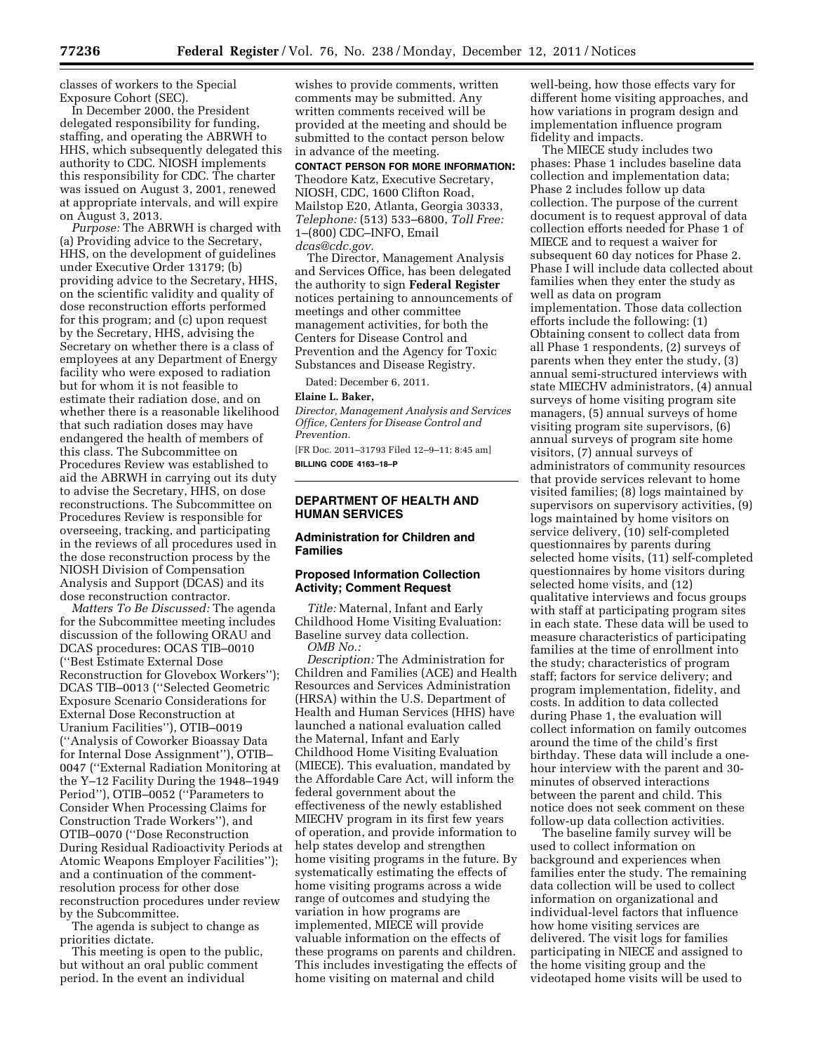classes of workers to the Special Exposure Cohort (SEC).

In December 2000, the President delegated responsibility for funding, staffing, and operating the ABRWH to HHS, which subsequently delegated this authority to CDC. NIOSH implements this responsibility for CDC. The charter was issued on August 3, 2001, renewed at appropriate intervals, and will expire on August 3, 2013.

*Purpose:* The ABRWH is charged with (a) Providing advice to the Secretary, HHS, on the development of guidelines under Executive Order 13179; (b) providing advice to the Secretary, HHS, on the scientific validity and quality of dose reconstruction efforts performed for this program; and (c) upon request by the Secretary, HHS, advising the Secretary on whether there is a class of employees at any Department of Energy facility who were exposed to radiation but for whom it is not feasible to estimate their radiation dose, and on whether there is a reasonable likelihood that such radiation doses may have endangered the health of members of this class. The Subcommittee on Procedures Review was established to aid the ABRWH in carrying out its duty to advise the Secretary, HHS, on dose reconstructions. The Subcommittee on Procedures Review is responsible for overseeing, tracking, and participating in the reviews of all procedures used in the dose reconstruction process by the NIOSH Division of Compensation Analysis and Support (DCAS) and its dose reconstruction contractor.

*Matters To Be Discussed:* The agenda for the Subcommittee meeting includes discussion of the following ORAU and DCAS procedures: OCAS TIB–0010 (''Best Estimate External Dose Reconstruction for Glovebox Workers''); DCAS TIB–0013 (''Selected Geometric Exposure Scenario Considerations for External Dose Reconstruction at Uranium Facilities''), OTIB–0019 (''Analysis of Coworker Bioassay Data for Internal Dose Assignment''), OTIB–0047 (''External Radiation Monitoring at the Y–12 Facility During the 1948–1949 Period''), OTIB–0052 (''Parameters to Consider When Processing Claims for Construction Trade Workers''), and OTIB–0070 (''Dose Reconstruction During Residual Radioactivity Periods at Atomic Weapons Employer Facilities''); and a continuation of the comment-resolution process for other dose reconstruction procedures under review by the Subcommittee.

The agenda is subject to change as priorities dictate.

This meeting is open to the public, but without an oral public comment period. In the event an individual wishes to provide comments, written comments may be submitted. Any written comments received will be provided at the meeting and should be submitted to the contact person below in advance of the meeting.

**CONTACT PERSON FOR MORE INFORMATION:** Theodore Katz, Executive Secretary, NIOSH, CDC, 1600 Clifton Road, Mailstop E20, Atlanta, Georgia 30333, *Telephone:* (513) 533–6800, *Toll Free:* 1–(800) CDC–INFO, Email *dcas@cdc.gov.*

The Director, Management Analysis and Services Office, has been delegated the authority to sign **Federal Register** notices pertaining to announcements of meetings and other committee management activities, for both the Centers for Disease Control and Prevention and the Agency for Toxic Substances and Disease Registry.

Dated: December 6, 2011.

**Elaine L. Baker,**

*Director, Management Analysis and Services Office, Centers for Disease Control and Prevention.*

[FR Doc. 2011–31793 Filed 12–9–11; 8:45 am]

**BILLING CODE 4163–18–P**

## DEPARTMENT OF HEALTH AND HUMAN SERVICES

### Administration for Children and Families

### Proposed Information Collection Activity; Comment Request

*Title:* Maternal, Infant and Early Childhood Home Visiting Evaluation: Baseline survey data collection.

*OMB No.:*

*Description:* The Administration for Children and Families (ACE) and Health Resources and Services Administration (HRSA) within the U.S. Department of Health and Human Services (HHS) have launched a national evaluation called the Maternal, Infant and Early Childhood Home Visiting Evaluation (MIECE). This evaluation, mandated by the Affordable Care Act, will inform the federal government about the effectiveness of the newly established MIECHV program in its first few years of operation, and provide information to help states develop and strengthen home visiting programs in the future. By systematically estimating the effects of home visiting programs across a wide range of outcomes and studying the variation in how programs are implemented, MIECE will provide valuable information on the effects of these programs on parents and children. This includes investigating the effects of home visiting on maternal and child well-being, how those effects vary for different home visiting approaches, and how variations in program design and implementation influence program fidelity and impacts.

The MIECE study includes two phases: Phase 1 includes baseline data collection and implementation data; Phase 2 includes follow up data collection. The purpose of the current document is to request approval of data collection efforts needed for Phase 1 of MIECE and to request a waiver for subsequent 60 day notices for Phase 2. Phase I will include data collected about families when they enter the study as well as data on program implementation. Those data collection efforts include the following: (1) Obtaining consent to collect data from all Phase 1 respondents, (2) surveys of parents when they enter the study, (3) annual semi-structured interviews with state MIECHV administrators, (4) annual surveys of home visiting program site managers, (5) annual surveys of home visiting program site supervisors, (6) annual surveys of program site home visitors, (7) annual surveys of administrators of community resources that provide services relevant to home visited families; (8) logs maintained by supervisors on supervisory activities, (9) logs maintained by home visitors on service delivery, (10) self-completed questionnaires by parents during selected home visits, (11) self-completed questionnaires by home visitors during selected home visits, and (12) qualitative interviews and focus groups with staff at participating program sites in each state. These data will be used to measure characteristics of participating families at the time of enrollment into the study; characteristics of program staff; factors for service delivery; and program implementation, fidelity, and costs. In addition to data collected during Phase 1, the evaluation will collect information on family outcomes around the time of the child's first birthday. These data will include a one-hour interview with the parent and 30-minutes of observed interactions between the parent and child. This notice does not seek comment on these follow-up data collection activities.

The baseline family survey will be used to collect information on background and experiences when families enter the study. The remaining data collection will be used to collect information on organizational and individual-level factors that influence how home visiting services are delivered. The visit logs for families participating in NIECE and assigned to the home visiting group and the videotaped home visits will be used to